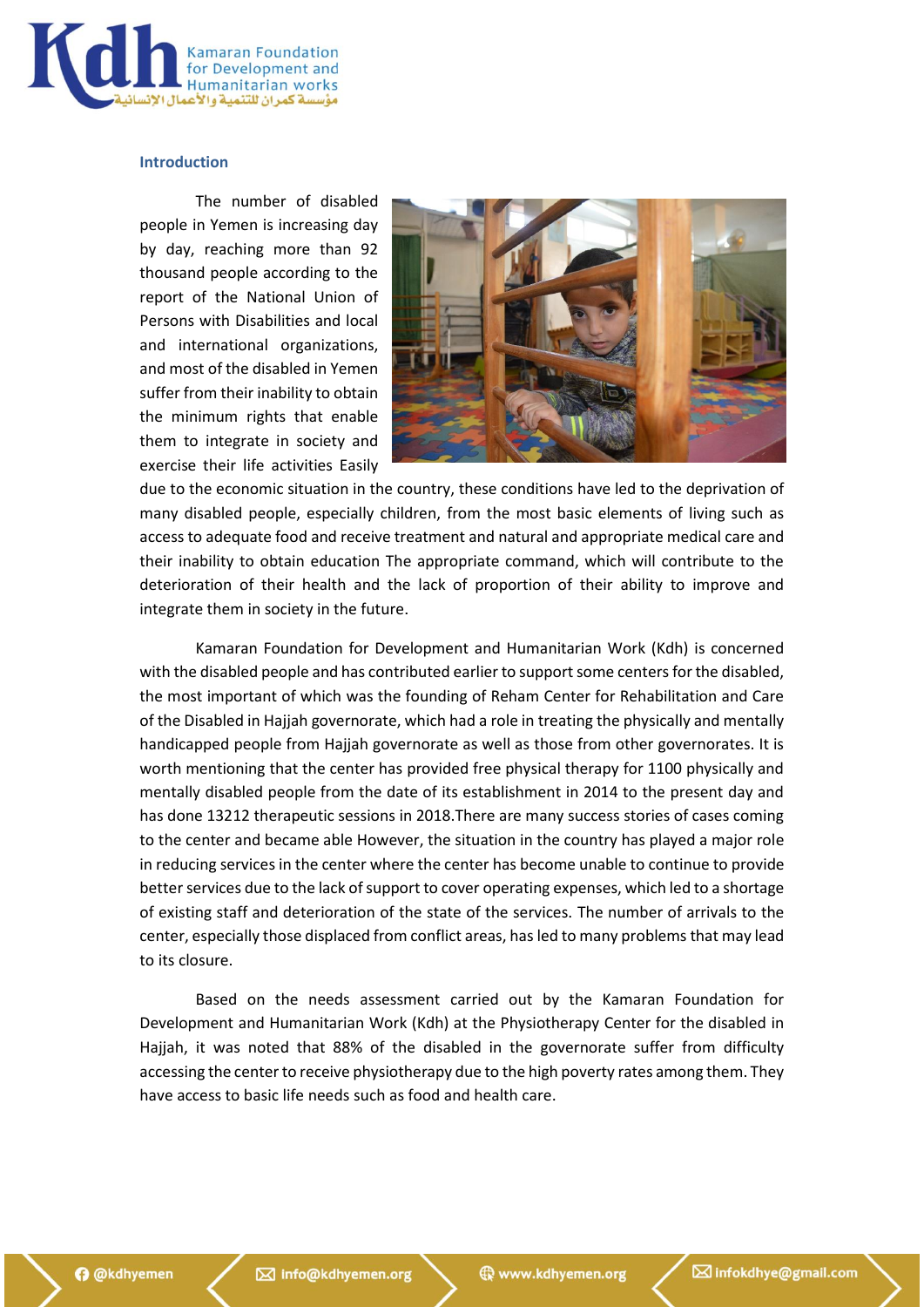## Introduction

The number of disabled people in Yemen is increasing day by day, reaching more than 92 thousand people according to the report of the National Union of Persons with Disabilities and local and international organizations, and most of the disabled in Yemen suffer from their inability to obtain the minimum rights that enable them to integrate in society and exercise their life activities Easily due to the economic situation in the country, these conditions have led to the deprivation of many disabled people, especially children, from the most basic elements of living such as access to adequate food and receive treatment and natural and appropriate medical care and their inability to obtain education The appropriate command, which will contribute to the deterioration of their health and the lack of proportion of their ability to improve and integrate them in society in the future.

Kamaran Foundation for Development and Humanitarian Work (Kdh) is concerned with the disabled people and has contributed earlier to support some centers for the disabled, the most important of which was the founding of Reham Center for Rehabilitation and Care of the Disabled in Hajjah governorate, which had a role in treating the physically and mentally handicapped people from Hajjah governorate as well as those from other governorates. It is worth mentioning that the center has provided free physical therapy for 1100 physically and mentally disabled people from the date of its establishment in 2014 to the present day and has done 13212 therapeutic sessions in 2018.There are many success stories of cases coming to the center and became able However, the situation in the country has played a major role in reducing services in the center where the center has become unable to continue to provide better services due to the lack of support to cover operating expenses, which led to a shortage of existing staff and deterioration of the state of the services. The number of arrivals to the center, especially those displaced from conflict areas, has led to many problems that may lead to its closure.

Based on the needs assessment carried out by the Kamaran Foundation for Development and Humanitarian Work (Kdh) at the Physiotherapy Center for the disabled in Hajjah, it was noted that 88% of the disabled in the governorate suffer from difficulty accessing the center to receive physiotherapy due to the high poverty rates among them. They have access to basic life needs such as food and health care.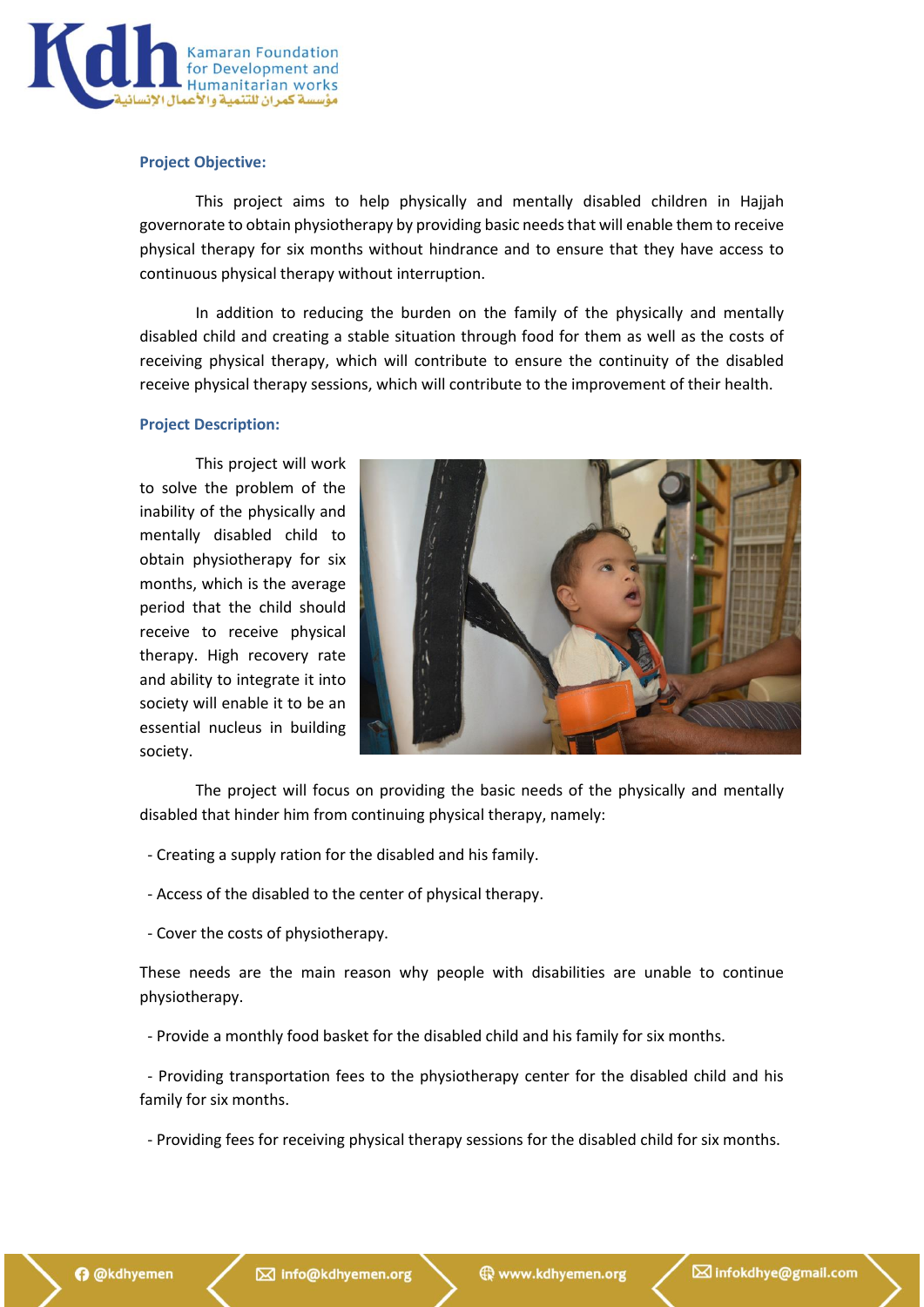**Project Objective:**

This project aims to help physically and mentally disabled children in Hajjah governorate to obtain physiotherapy by providing basic needs that will enable them to receive physical therapy for six months without hindrance and to ensure that they have access to continuous physical therapy without interruption.

In addition to reducing the burden on the family of the physically and mentally disabled child and creating a stable situation through food for them as well as the costs of receiving physical therapy, which will contribute to ensure the continuity of the disabled receive physical therapy sessions, which will contribute to the improvement of their health.

**Project Description:**

This project will work to solve the problem of the inability of the physically and mentally disabled child to obtain physiotherapy for six months, which is the average period that the child should receive to receive physical therapy. High recovery rate and ability to integrate it into society will enable it to be an essential nucleus in building society.

The project will focus on providing the basic needs of the physically and mentally disabled that hinder him from continuing physical therapy, namely:

- Creating a supply ration for the disabled and his family.
- Access of the disabled to the center of physical therapy.
- Cover the costs of physiotherapy.

These needs are the main reason why people with disabilities are unable to continue physiotherapy.

- Provide a monthly food basket for the disabled child and his family for six months.
- Providing transportation fees to the physiotherapy center for the disabled child and his family for six months.
- Providing fees for receiving physical therapy sessions for the disabled child for six months.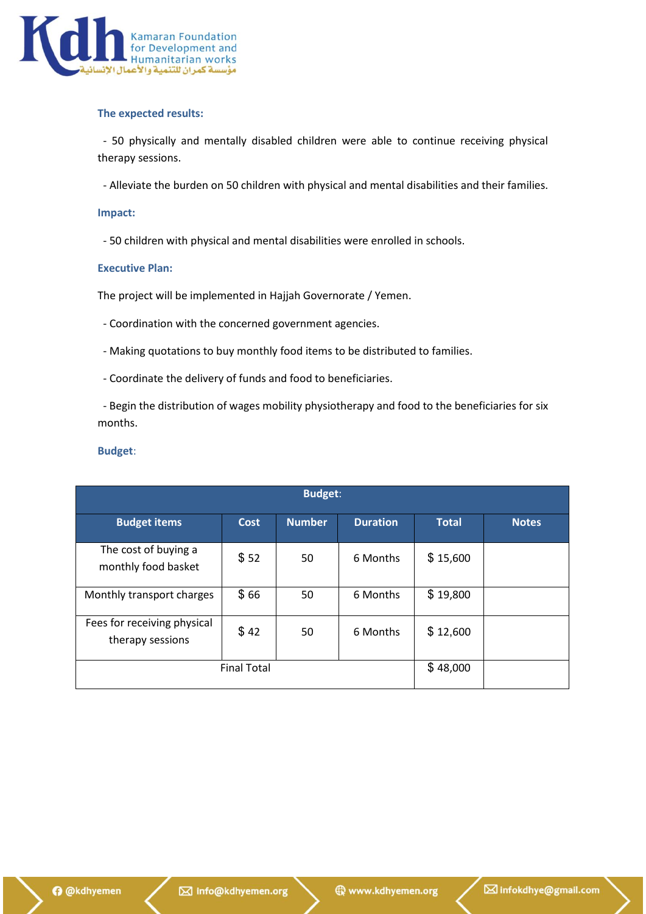**The expected results:**

- 50 physically and mentally disabled children were able to continue receiving physical therapy sessions.
- Alleviate the burden on 50 children with physical and mental disabilities and their families.

**Impact:**

- 50 children with physical and mental disabilities were enrolled in schools.

**Executive Plan:**

The project will be implemented in Hajjah Governorate / Yemen.

- Coordination with the concerned government agencies.
- Making quotations to buy monthly food items to be distributed to families.
- Coordinate the delivery of funds and food to beneficiaries.
- Begin the distribution of wages mobility physiotherapy and food to the beneficiaries for six months.

**Budget**:

| Budget: | | | | | |
|---|---|---|---|---|---|
| **Budget items** | **Cost** | **Number** | **Duration** | **Total** | **Notes** |
| The cost of buying a monthly food basket | $ 52 | 50 | 6 Months | $ 15,600 | |
| Monthly transport charges | $ 66 | 50 | 6 Months | $ 19,800 | |
| Fees for receiving physical therapy sessions | $ 42 | 50 | 6 Months | $ 12,600 | |
| Final Total | | | | $ 48,000 | |